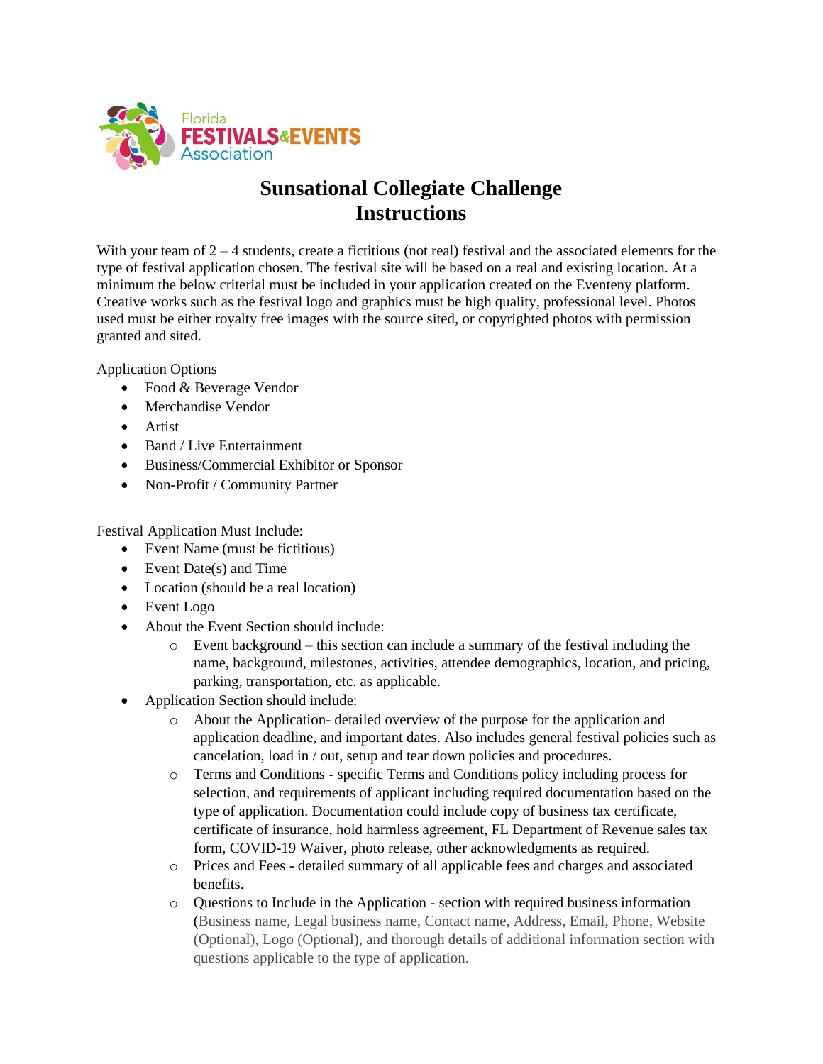Florida FESTIVALS&EVENTS Association

# Sunsational Collegiate Challenge Instructions

With your team of 2 – 4 students, create a fictitious (not real) festival and the associated elements for the type of festival application chosen. The festival site will be based on a real and existing location. At a minimum the below criterial must be included in your application created on the Eventeny platform. Creative works such as the festival logo and graphics must be high quality, professional level. Photos used must be either royalty free images with the source sited, or copyrighted photos with permission granted and sited.

Application Options

- Food & Beverage Vendor
- Merchandise Vendor
- Artist
- Band / Live Entertainment
- Business/Commercial Exhibitor or Sponsor
- Non-Profit / Community Partner

Festival Application Must Include:

- Event Name (must be fictitious)
- Event Date(s) and Time
- Location (should be a real location)
- Event Logo
- About the Event Section should include:
  - Event background – this section can include a summary of the festival including the name, background, milestones, activities, attendee demographics, location, and pricing, parking, transportation, etc. as applicable.
- Application Section should include:
  - About the Application- detailed overview of the purpose for the application and application deadline, and important dates. Also includes general festival policies such as cancelation, load in / out, setup and tear down policies and procedures.
  - Terms and Conditions - specific Terms and Conditions policy including process for selection, and requirements of applicant including required documentation based on the type of application. Documentation could include copy of business tax certificate, certificate of insurance, hold harmless agreement, FL Department of Revenue sales tax form, COVID-19 Waiver, photo release, other acknowledgments as required.
  - Prices and Fees - detailed summary of all applicable fees and charges and associated benefits.
  - Questions to Include in the Application - section with required business information (Business name, Legal business name, Contact name, Address, Email, Phone, Website (Optional), Logo (Optional), and thorough details of additional information section with questions applicable to the type of application.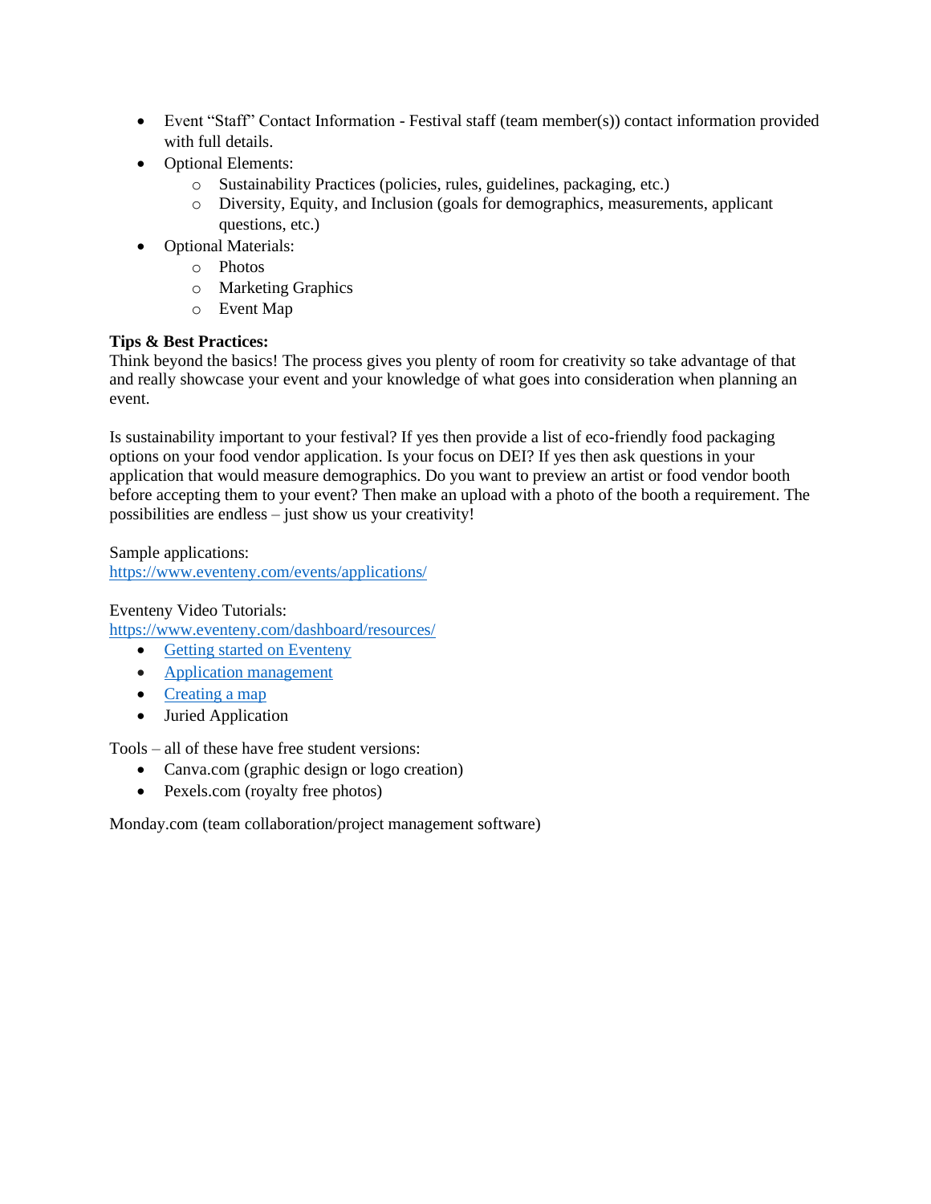- Event "Staff" Contact Information - Festival staff (team member(s)) contact information provided with full details.
- Optional Elements:
  - Sustainability Practices (policies, rules, guidelines, packaging, etc.)
  - Diversity, Equity, and Inclusion (goals for demographics, measurements, applicant questions, etc.)
- Optional Materials:
  - Photos
  - Marketing Graphics
  - Event Map

**Tips & Best Practices:**
Think beyond the basics! The process gives you plenty of room for creativity so take advantage of that and really showcase your event and your knowledge of what goes into consideration when planning an event.

Is sustainability important to your festival? If yes then provide a list of eco-friendly food packaging options on your food vendor application. Is your focus on DEI? If yes then ask questions in your application that would measure demographics. Do you want to preview an artist or food vendor booth before accepting them to your event? Then make an upload with a photo of the booth a requirement. The possibilities are endless – just show us your creativity!

Sample applications:
https://www.eventeny.com/events/applications/

Eventeny Video Tutorials:
https://www.eventeny.com/dashboard/resources/

- Getting started on Eventeny
- Application management
- Creating a map
- Juried Application

Tools – all of these have free student versions:

- Canva.com (graphic design or logo creation)
- Pexels.com (royalty free photos)

Monday.com (team collaboration/project management software)